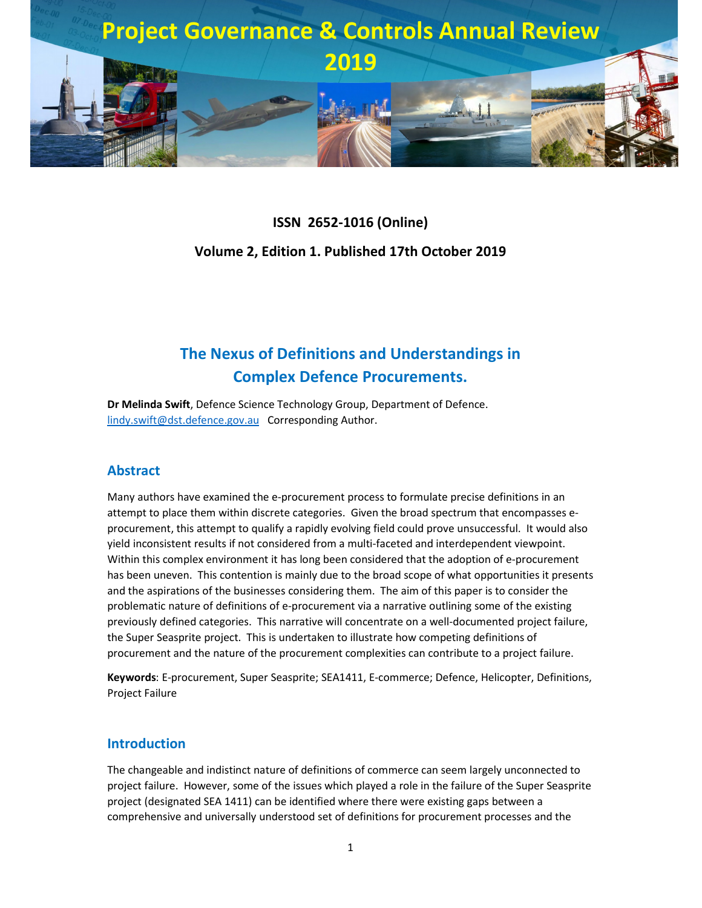# Project Governance & Controls Annual Review 2019

**ISSN 2652-1016 (Online)**

**Volume 2, Edition 1. Published 17th October 2019**

## The Nexus of Definitions and Understandings in Complex Defence Procurements.

**Dr Melinda Swift**, Defence Science Technology Group, Department of Defence.
lindy.swift@dst.defence.gov.au Corresponding Author.

### Abstract

Many authors have examined the e-procurement process to formulate precise definitions in an attempt to place them within discrete categories. Given the broad spectrum that encompasses e-procurement, this attempt to qualify a rapidly evolving field could prove unsuccessful. It would also yield inconsistent results if not considered from a multi-faceted and interdependent viewpoint. Within this complex environment it has long been considered that the adoption of e-procurement has been uneven. This contention is mainly due to the broad scope of what opportunities it presents and the aspirations of the businesses considering them. The aim of this paper is to consider the problematic nature of definitions of e-procurement via a narrative outlining some of the existing previously defined categories. This narrative will concentrate on a well-documented project failure, the Super Seasprite project. This is undertaken to illustrate how competing definitions of procurement and the nature of the procurement complexities can contribute to a project failure.

**Keywords**: E-procurement, Super Seasprite; SEA1411, E-commerce; Defence, Helicopter, Definitions, Project Failure

### Introduction

The changeable and indistinct nature of definitions of commerce can seem largely unconnected to project failure. However, some of the issues which played a role in the failure of the Super Seasprite project (designated SEA 1411) can be identified where there were existing gaps between a comprehensive and universally understood set of definitions for procurement processes and the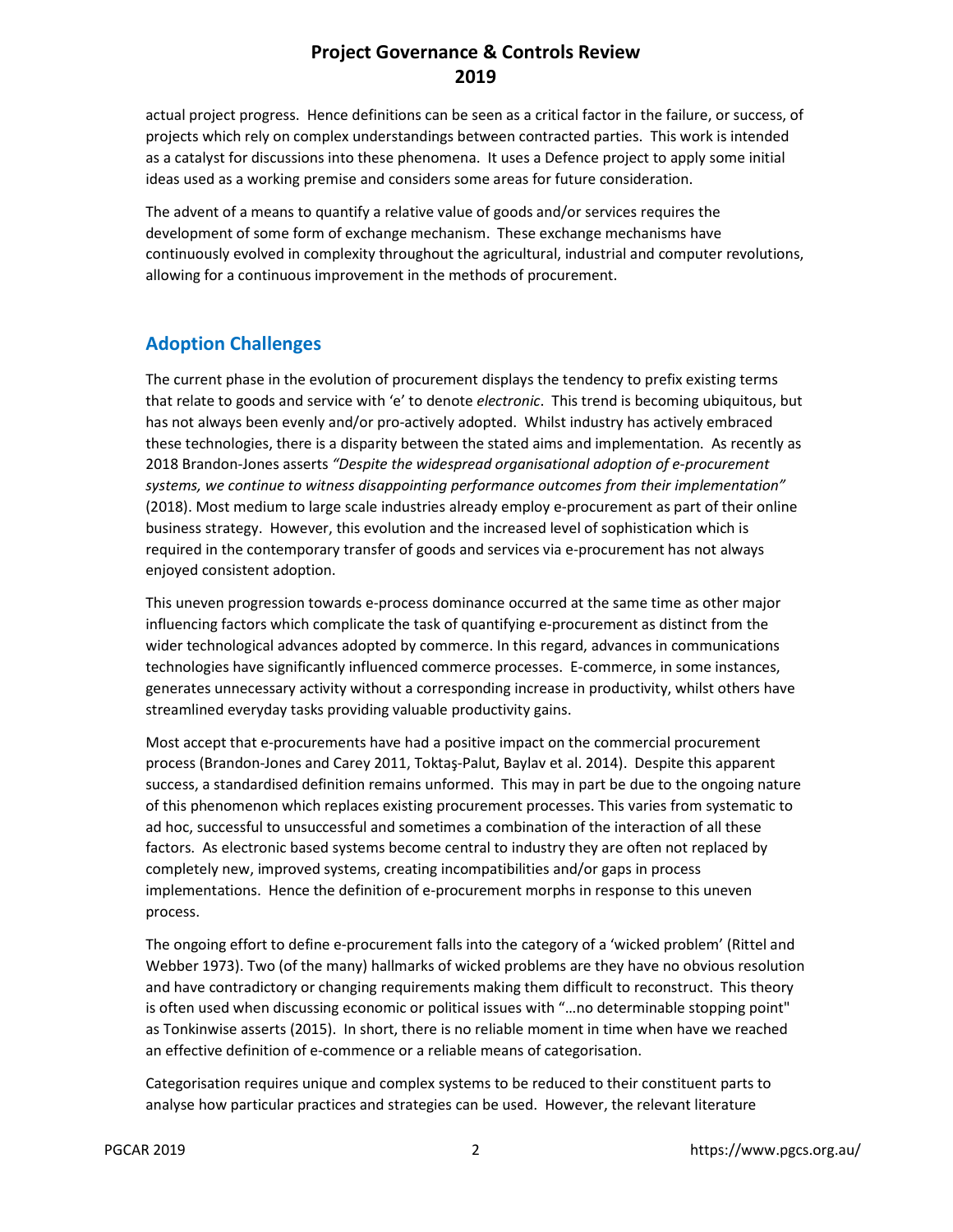actual project progress. Hence definitions can be seen as a critical factor in the failure, or success, of projects which rely on complex understandings between contracted parties. This work is intended as a catalyst for discussions into these phenomena. It uses a Defence project to apply some initial ideas used as a working premise and considers some areas for future consideration.

The advent of a means to quantify a relative value of goods and/or services requires the development of some form of exchange mechanism. These exchange mechanisms have continuously evolved in complexity throughout the agricultural, industrial and computer revolutions, allowing for a continuous improvement in the methods of procurement.

## Adoption Challenges

The current phase in the evolution of procurement displays the tendency to prefix existing terms that relate to goods and service with 'e' to denote *electronic*. This trend is becoming ubiquitous, but has not always been evenly and/or pro-actively adopted. Whilst industry has actively embraced these technologies, there is a disparity between the stated aims and implementation. As recently as 2018 Brandon-Jones asserts *"Despite the widespread organisational adoption of e-procurement systems, we continue to witness disappointing performance outcomes from their implementation"* (2018). Most medium to large scale industries already employ e-procurement as part of their online business strategy. However, this evolution and the increased level of sophistication which is required in the contemporary transfer of goods and services via e-procurement has not always enjoyed consistent adoption.

This uneven progression towards e-process dominance occurred at the same time as other major influencing factors which complicate the task of quantifying e-procurement as distinct from the wider technological advances adopted by commerce. In this regard, advances in communications technologies have significantly influenced commerce processes. E-commerce, in some instances, generates unnecessary activity without a corresponding increase in productivity, whilst others have streamlined everyday tasks providing valuable productivity gains.

Most accept that e-procurements have had a positive impact on the commercial procurement process (Brandon-Jones and Carey 2011, Toktaş-Palut, Baylav et al. 2014). Despite this apparent success, a standardised definition remains unformed. This may in part be due to the ongoing nature of this phenomenon which replaces existing procurement processes. This varies from systematic to ad hoc, successful to unsuccessful and sometimes a combination of the interaction of all these factors. As electronic based systems become central to industry they are often not replaced by completely new, improved systems, creating incompatibilities and/or gaps in process implementations. Hence the definition of e-procurement morphs in response to this uneven process.

The ongoing effort to define e-procurement falls into the category of a 'wicked problem' (Rittel and Webber 1973). Two (of the many) hallmarks of wicked problems are they have no obvious resolution and have contradictory or changing requirements making them difficult to reconstruct. This theory is often used when discussing economic or political issues with "…no determinable stopping point" as Tonkinwise asserts (2015). In short, there is no reliable moment in time when have we reached an effective definition of e-commence or a reliable means of categorisation.

Categorisation requires unique and complex systems to be reduced to their constituent parts to analyse how particular practices and strategies can be used. However, the relevant literature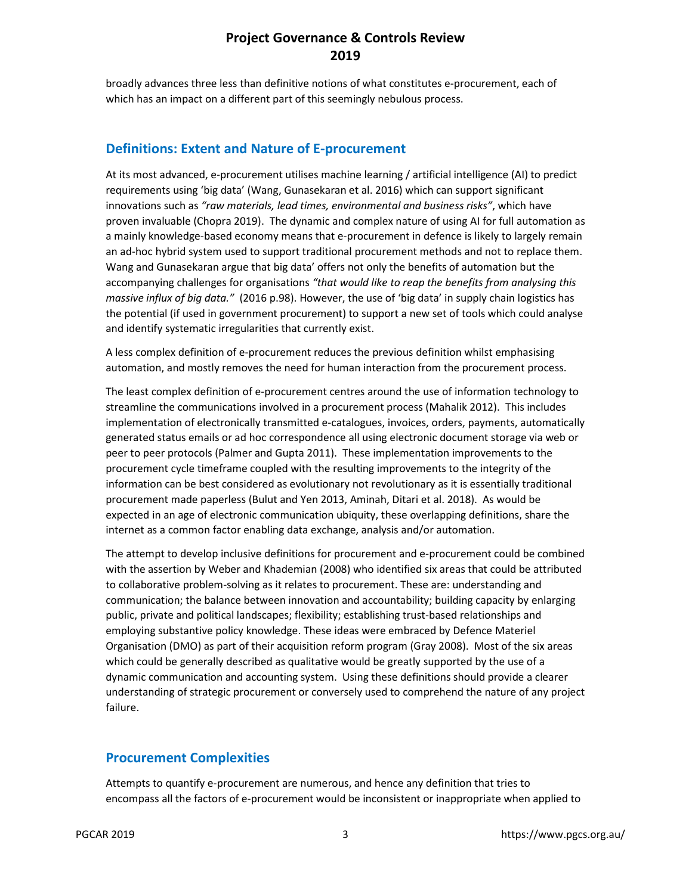broadly advances three less than definitive notions of what constitutes e-procurement, each of which has an impact on a different part of this seemingly nebulous process.

## Definitions: Extent and Nature of E-procurement

At its most advanced, e-procurement utilises machine learning / artificial intelligence (AI) to predict requirements using 'big data' (Wang, Gunasekaran et al. 2016) which can support significant innovations such as *"raw materials, lead times, environmental and business risks"*, which have proven invaluable (Chopra 2019). The dynamic and complex nature of using AI for full automation as a mainly knowledge-based economy means that e-procurement in defence is likely to largely remain an ad-hoc hybrid system used to support traditional procurement methods and not to replace them. Wang and Gunasekaran argue that big data' offers not only the benefits of automation but the accompanying challenges for organisations *"that would like to reap the benefits from analysing this massive influx of big data."* (2016 p.98). However, the use of 'big data' in supply chain logistics has the potential (if used in government procurement) to support a new set of tools which could analyse and identify systematic irregularities that currently exist.

A less complex definition of e-procurement reduces the previous definition whilst emphasising automation, and mostly removes the need for human interaction from the procurement process.

The least complex definition of e-procurement centres around the use of information technology to streamline the communications involved in a procurement process (Mahalik 2012). This includes implementation of electronically transmitted e-catalogues, invoices, orders, payments, automatically generated status emails or ad hoc correspondence all using electronic document storage via web or peer to peer protocols (Palmer and Gupta 2011). These implementation improvements to the procurement cycle timeframe coupled with the resulting improvements to the integrity of the information can be best considered as evolutionary not revolutionary as it is essentially traditional procurement made paperless (Bulut and Yen 2013, Aminah, Ditari et al. 2018). As would be expected in an age of electronic communication ubiquity, these overlapping definitions, share the internet as a common factor enabling data exchange, analysis and/or automation.

The attempt to develop inclusive definitions for procurement and e-procurement could be combined with the assertion by Weber and Khademian (2008) who identified six areas that could be attributed to collaborative problem-solving as it relates to procurement. These are: understanding and communication; the balance between innovation and accountability; building capacity by enlarging public, private and political landscapes; flexibility; establishing trust-based relationships and employing substantive policy knowledge. These ideas were embraced by Defence Materiel Organisation (DMO) as part of their acquisition reform program (Gray 2008). Most of the six areas which could be generally described as qualitative would be greatly supported by the use of a dynamic communication and accounting system. Using these definitions should provide a clearer understanding of strategic procurement or conversely used to comprehend the nature of any project failure.

## Procurement Complexities

Attempts to quantify e-procurement are numerous, and hence any definition that tries to encompass all the factors of e-procurement would be inconsistent or inappropriate when applied to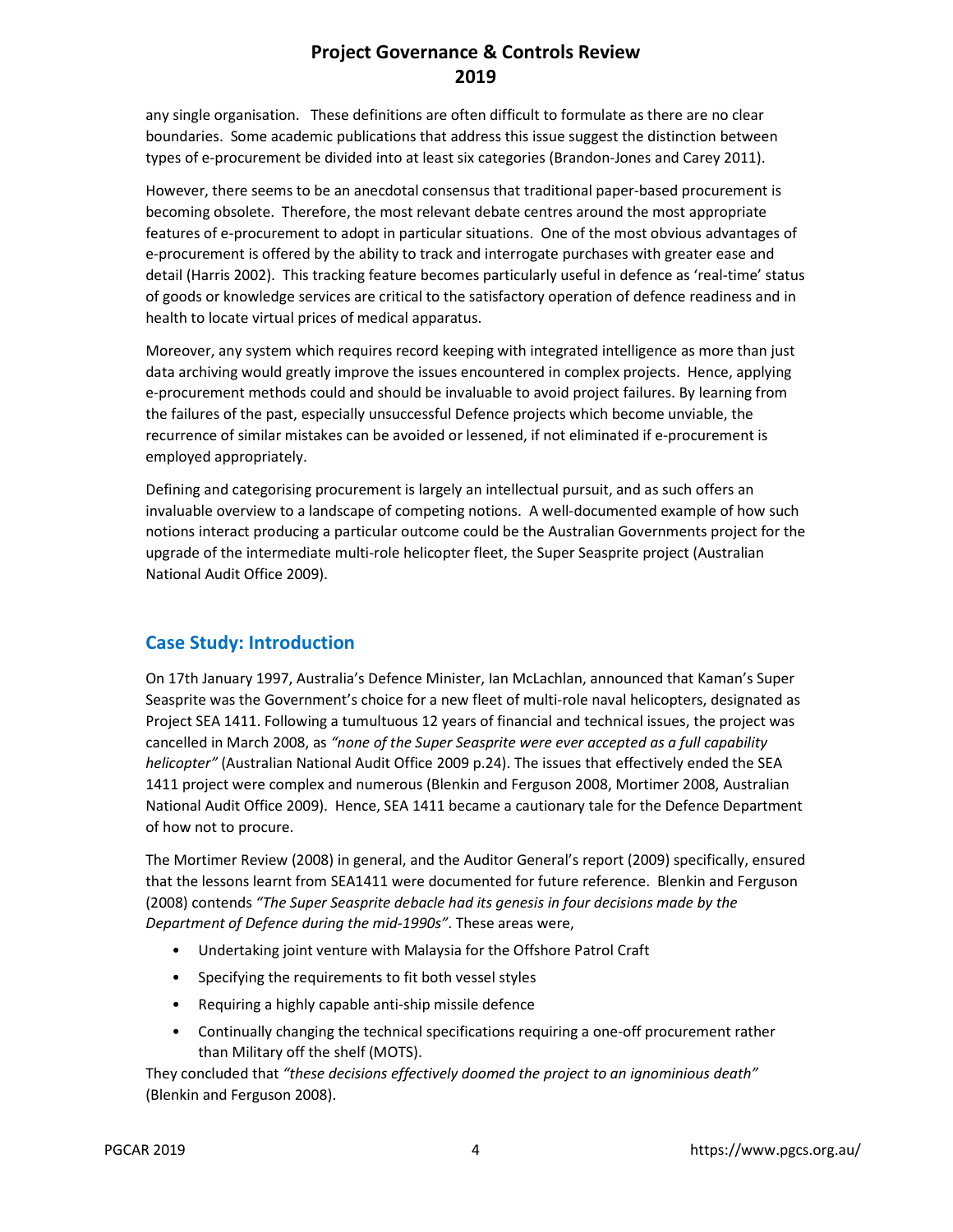any single organisation. These definitions are often difficult to formulate as there are no clear boundaries. Some academic publications that address this issue suggest the distinction between types of e-procurement be divided into at least six categories (Brandon-Jones and Carey 2011).

However, there seems to be an anecdotal consensus that traditional paper-based procurement is becoming obsolete. Therefore, the most relevant debate centres around the most appropriate features of e-procurement to adopt in particular situations. One of the most obvious advantages of e-procurement is offered by the ability to track and interrogate purchases with greater ease and detail (Harris 2002). This tracking feature becomes particularly useful in defence as 'real-time' status of goods or knowledge services are critical to the satisfactory operation of defence readiness and in health to locate virtual prices of medical apparatus.

Moreover, any system which requires record keeping with integrated intelligence as more than just data archiving would greatly improve the issues encountered in complex projects. Hence, applying e-procurement methods could and should be invaluable to avoid project failures. By learning from the failures of the past, especially unsuccessful Defence projects which become unviable, the recurrence of similar mistakes can be avoided or lessened, if not eliminated if e-procurement is employed appropriately.

Defining and categorising procurement is largely an intellectual pursuit, and as such offers an invaluable overview to a landscape of competing notions. A well-documented example of how such notions interact producing a particular outcome could be the Australian Governments project for the upgrade of the intermediate multi-role helicopter fleet, the Super Seasprite project (Australian National Audit Office 2009).

## Case Study: Introduction

On 17th January 1997, Australia's Defence Minister, Ian McLachlan, announced that Kaman's Super Seasprite was the Government's choice for a new fleet of multi-role naval helicopters, designated as Project SEA 1411. Following a tumultuous 12 years of financial and technical issues, the project was cancelled in March 2008, as *"none of the Super Seasprite were ever accepted as a full capability helicopter"* (Australian National Audit Office 2009 p.24). The issues that effectively ended the SEA 1411 project were complex and numerous (Blenkin and Ferguson 2008, Mortimer 2008, Australian National Audit Office 2009). Hence, SEA 1411 became a cautionary tale for the Defence Department of how not to procure.

The Mortimer Review (2008) in general, and the Auditor General's report (2009) specifically, ensured that the lessons learnt from SEA1411 were documented for future reference. Blenkin and Ferguson (2008) contends *"The Super Seasprite debacle had its genesis in four decisions made by the Department of Defence during the mid-1990s"*. These areas were,

- Undertaking joint venture with Malaysia for the Offshore Patrol Craft
- Specifying the requirements to fit both vessel styles
- Requiring a highly capable anti-ship missile defence
- Continually changing the technical specifications requiring a one-off procurement rather than Military off the shelf (MOTS).

They concluded that *"these decisions effectively doomed the project to an ignominious death"* (Blenkin and Ferguson 2008).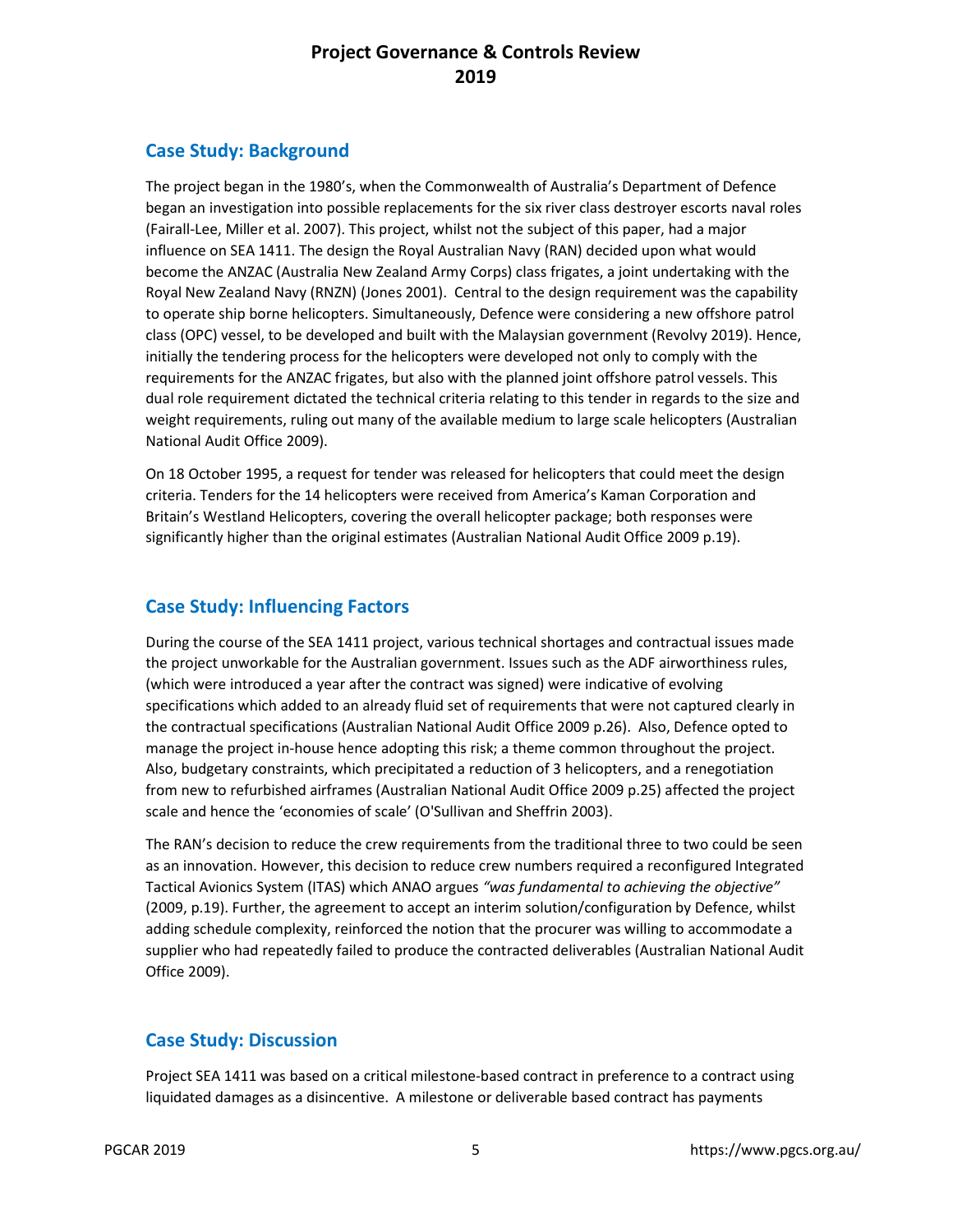## Case Study: Background

The project began in the 1980's, when the Commonwealth of Australia's Department of Defence began an investigation into possible replacements for the six river class destroyer escorts naval roles (Fairall-Lee, Miller et al. 2007). This project, whilst not the subject of this paper, had a major influence on SEA 1411. The design the Royal Australian Navy (RAN) decided upon what would become the ANZAC (Australia New Zealand Army Corps) class frigates, a joint undertaking with the Royal New Zealand Navy (RNZN) (Jones 2001). Central to the design requirement was the capability to operate ship borne helicopters. Simultaneously, Defence were considering a new offshore patrol class (OPC) vessel, to be developed and built with the Malaysian government (Revolvy 2019). Hence, initially the tendering process for the helicopters were developed not only to comply with the requirements for the ANZAC frigates, but also with the planned joint offshore patrol vessels. This dual role requirement dictated the technical criteria relating to this tender in regards to the size and weight requirements, ruling out many of the available medium to large scale helicopters (Australian National Audit Office 2009).

On 18 October 1995, a request for tender was released for helicopters that could meet the design criteria. Tenders for the 14 helicopters were received from America's Kaman Corporation and Britain's Westland Helicopters, covering the overall helicopter package; both responses were significantly higher than the original estimates (Australian National Audit Office 2009 p.19).

## Case Study: Influencing Factors

During the course of the SEA 1411 project, various technical shortages and contractual issues made the project unworkable for the Australian government. Issues such as the ADF airworthiness rules, (which were introduced a year after the contract was signed) were indicative of evolving specifications which added to an already fluid set of requirements that were not captured clearly in the contractual specifications (Australian National Audit Office 2009 p.26). Also, Defence opted to manage the project in-house hence adopting this risk; a theme common throughout the project. Also, budgetary constraints, which precipitated a reduction of 3 helicopters, and a renegotiation from new to refurbished airframes (Australian National Audit Office 2009 p.25) affected the project scale and hence the 'economies of scale' (O'Sullivan and Sheffrin 2003).

The RAN's decision to reduce the crew requirements from the traditional three to two could be seen as an innovation. However, this decision to reduce crew numbers required a reconfigured Integrated Tactical Avionics System (ITAS) which ANAO argues *"was fundamental to achieving the objective"* (2009, p.19). Further, the agreement to accept an interim solution/configuration by Defence, whilst adding schedule complexity, reinforced the notion that the procurer was willing to accommodate a supplier who had repeatedly failed to produce the contracted deliverables (Australian National Audit Office 2009).

## Case Study: Discussion

Project SEA 1411 was based on a critical milestone-based contract in preference to a contract using liquidated damages as a disincentive. A milestone or deliverable based contract has payments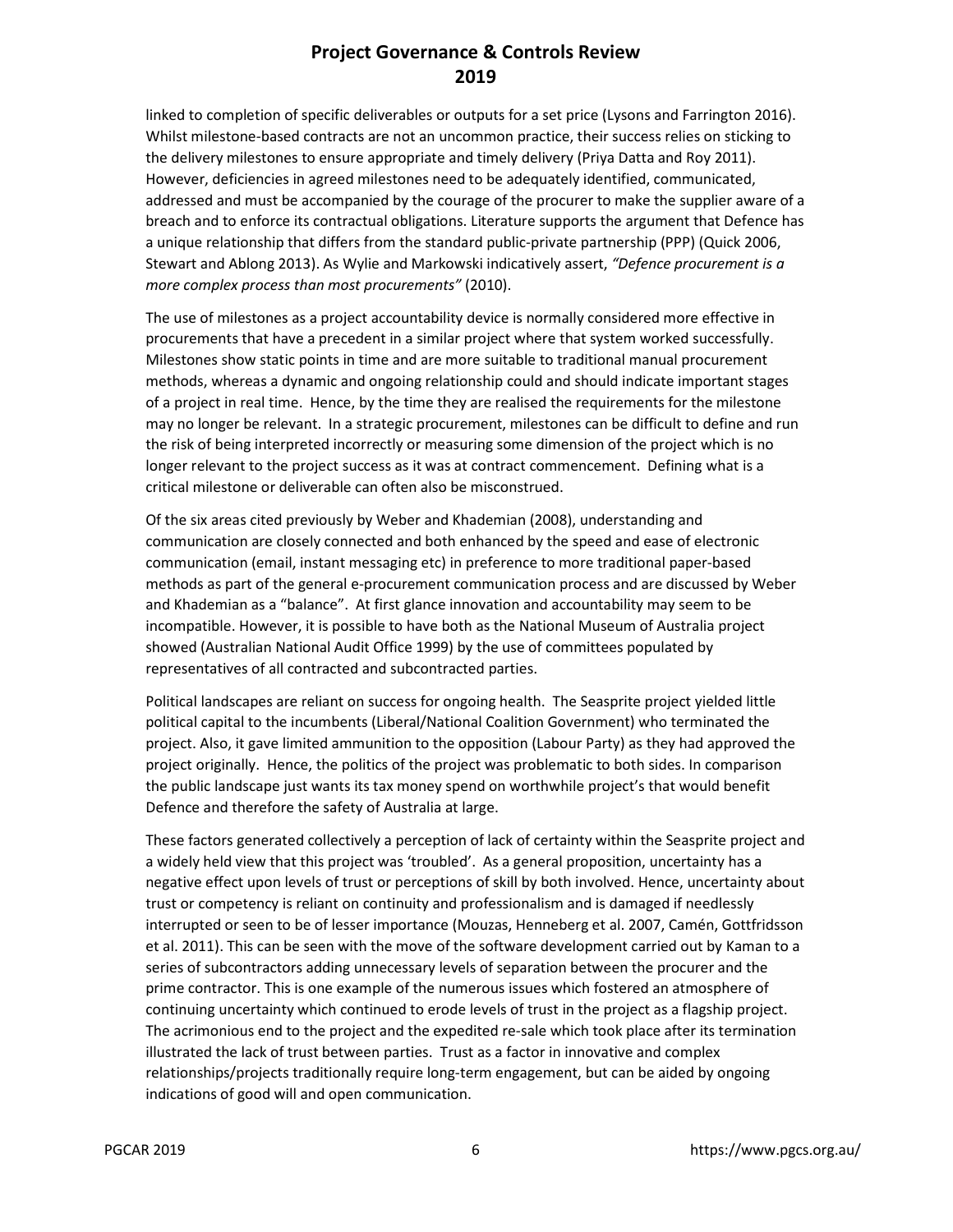linked to completion of specific deliverables or outputs for a set price (Lysons and Farrington 2016). Whilst milestone-based contracts are not an uncommon practice, their success relies on sticking to the delivery milestones to ensure appropriate and timely delivery (Priya Datta and Roy 2011). However, deficiencies in agreed milestones need to be adequately identified, communicated, addressed and must be accompanied by the courage of the procurer to make the supplier aware of a breach and to enforce its contractual obligations. Literature supports the argument that Defence has a unique relationship that differs from the standard public-private partnership (PPP) (Quick 2006, Stewart and Ablong 2013). As Wylie and Markowski indicatively assert, *"Defence procurement is a more complex process than most procurements"* (2010).

The use of milestones as a project accountability device is normally considered more effective in procurements that have a precedent in a similar project where that system worked successfully. Milestones show static points in time and are more suitable to traditional manual procurement methods, whereas a dynamic and ongoing relationship could and should indicate important stages of a project in real time. Hence, by the time they are realised the requirements for the milestone may no longer be relevant. In a strategic procurement, milestones can be difficult to define and run the risk of being interpreted incorrectly or measuring some dimension of the project which is no longer relevant to the project success as it was at contract commencement. Defining what is a critical milestone or deliverable can often also be misconstrued.

Of the six areas cited previously by Weber and Khademian (2008), understanding and communication are closely connected and both enhanced by the speed and ease of electronic communication (email, instant messaging etc) in preference to more traditional paper-based methods as part of the general e-procurement communication process and are discussed by Weber and Khademian as a "balance". At first glance innovation and accountability may seem to be incompatible. However, it is possible to have both as the National Museum of Australia project showed (Australian National Audit Office 1999) by the use of committees populated by representatives of all contracted and subcontracted parties.

Political landscapes are reliant on success for ongoing health. The Seasprite project yielded little political capital to the incumbents (Liberal/National Coalition Government) who terminated the project. Also, it gave limited ammunition to the opposition (Labour Party) as they had approved the project originally. Hence, the politics of the project was problematic to both sides. In comparison the public landscape just wants its tax money spend on worthwhile project's that would benefit Defence and therefore the safety of Australia at large.

These factors generated collectively a perception of lack of certainty within the Seasprite project and a widely held view that this project was 'troubled'. As a general proposition, uncertainty has a negative effect upon levels of trust or perceptions of skill by both involved. Hence, uncertainty about trust or competency is reliant on continuity and professionalism and is damaged if needlessly interrupted or seen to be of lesser importance (Mouzas, Henneberg et al. 2007, Camén, Gottfridsson et al. 2011). This can be seen with the move of the software development carried out by Kaman to a series of subcontractors adding unnecessary levels of separation between the procurer and the prime contractor. This is one example of the numerous issues which fostered an atmosphere of continuing uncertainty which continued to erode levels of trust in the project as a flagship project. The acrimonious end to the project and the expedited re-sale which took place after its termination illustrated the lack of trust between parties. Trust as a factor in innovative and complex relationships/projects traditionally require long-term engagement, but can be aided by ongoing indications of good will and open communication.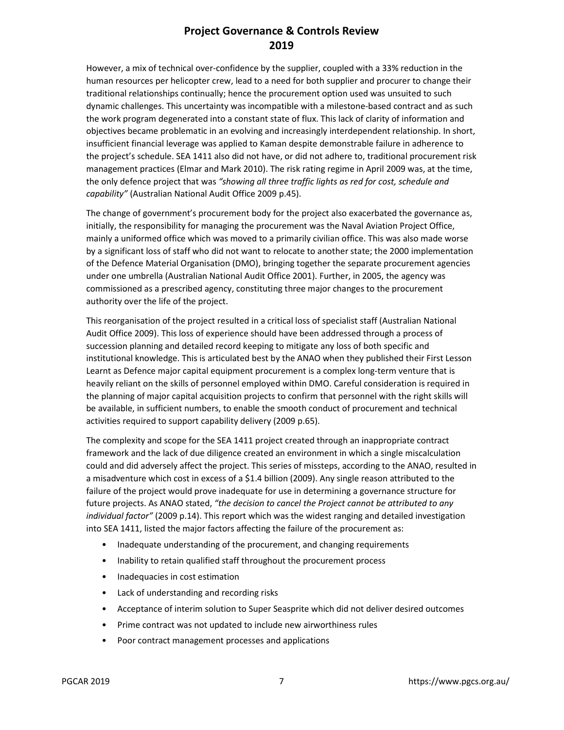However, a mix of technical over-confidence by the supplier, coupled with a 33% reduction in the human resources per helicopter crew, lead to a need for both supplier and procurer to change their traditional relationships continually; hence the procurement option used was unsuited to such dynamic challenges. This uncertainty was incompatible with a milestone-based contract and as such the work program degenerated into a constant state of flux. This lack of clarity of information and objectives became problematic in an evolving and increasingly interdependent relationship. In short, insufficient financial leverage was applied to Kaman despite demonstrable failure in adherence to the project's schedule. SEA 1411 also did not have, or did not adhere to, traditional procurement risk management practices (Elmar and Mark 2010). The risk rating regime in April 2009 was, at the time, the only defence project that was *"showing all three traffic lights as red for cost, schedule and capability"* (Australian National Audit Office 2009 p.45).

The change of government's procurement body for the project also exacerbated the governance as, initially, the responsibility for managing the procurement was the Naval Aviation Project Office, mainly a uniformed office which was moved to a primarily civilian office. This was also made worse by a significant loss of staff who did not want to relocate to another state; the 2000 implementation of the Defence Material Organisation (DMO), bringing together the separate procurement agencies under one umbrella (Australian National Audit Office 2001). Further, in 2005, the agency was commissioned as a prescribed agency, constituting three major changes to the procurement authority over the life of the project.

This reorganisation of the project resulted in a critical loss of specialist staff (Australian National Audit Office 2009). This loss of experience should have been addressed through a process of succession planning and detailed record keeping to mitigate any loss of both specific and institutional knowledge. This is articulated best by the ANAO when they published their First Lesson Learnt as Defence major capital equipment procurement is a complex long-term venture that is heavily reliant on the skills of personnel employed within DMO. Careful consideration is required in the planning of major capital acquisition projects to confirm that personnel with the right skills will be available, in sufficient numbers, to enable the smooth conduct of procurement and technical activities required to support capability delivery (2009 p.65).

The complexity and scope for the SEA 1411 project created through an inappropriate contract framework and the lack of due diligence created an environment in which a single miscalculation could and did adversely affect the project. This series of missteps, according to the ANAO, resulted in a misadventure which cost in excess of a $1.4 billion (2009). Any single reason attributed to the failure of the project would prove inadequate for use in determining a governance structure for future projects. As ANAO stated, *"the decision to cancel the Project cannot be attributed to any individual factor"* (2009 p.14). This report which was the widest ranging and detailed investigation into SEA 1411, listed the major factors affecting the failure of the procurement as:

- Inadequate understanding of the procurement, and changing requirements
- Inability to retain qualified staff throughout the procurement process
- Inadequacies in cost estimation
- Lack of understanding and recording risks
- Acceptance of interim solution to Super Seasprite which did not deliver desired outcomes
- Prime contract was not updated to include new airworthiness rules
- Poor contract management processes and applications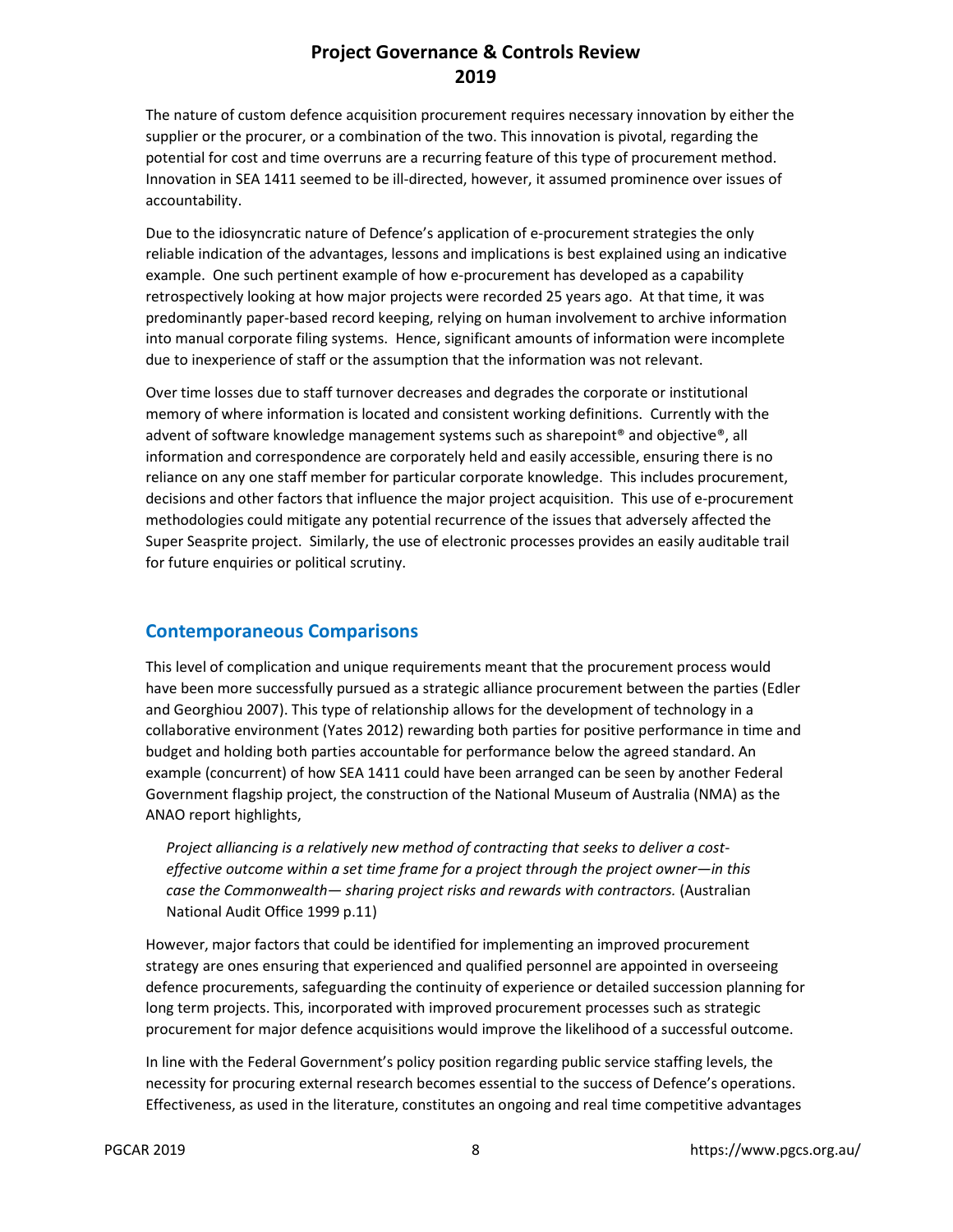The nature of custom defence acquisition procurement requires necessary innovation by either the supplier or the procurer, or a combination of the two. This innovation is pivotal, regarding the potential for cost and time overruns are a recurring feature of this type of procurement method. Innovation in SEA 1411 seemed to be ill-directed, however, it assumed prominence over issues of accountability.

Due to the idiosyncratic nature of Defence's application of e-procurement strategies the only reliable indication of the advantages, lessons and implications is best explained using an indicative example. One such pertinent example of how e-procurement has developed as a capability retrospectively looking at how major projects were recorded 25 years ago. At that time, it was predominantly paper-based record keeping, relying on human involvement to archive information into manual corporate filing systems. Hence, significant amounts of information were incomplete due to inexperience of staff or the assumption that the information was not relevant.

Over time losses due to staff turnover decreases and degrades the corporate or institutional memory of where information is located and consistent working definitions. Currently with the advent of software knowledge management systems such as sharepoint® and objective®, all information and correspondence are corporately held and easily accessible, ensuring there is no reliance on any one staff member for particular corporate knowledge. This includes procurement, decisions and other factors that influence the major project acquisition. This use of e-procurement methodologies could mitigate any potential recurrence of the issues that adversely affected the Super Seasprite project. Similarly, the use of electronic processes provides an easily auditable trail for future enquiries or political scrutiny.

## Contemporaneous Comparisons

This level of complication and unique requirements meant that the procurement process would have been more successfully pursued as a strategic alliance procurement between the parties (Edler and Georghiou 2007). This type of relationship allows for the development of technology in a collaborative environment (Yates 2012) rewarding both parties for positive performance in time and budget and holding both parties accountable for performance below the agreed standard. An example (concurrent) of how SEA 1411 could have been arranged can be seen by another Federal Government flagship project, the construction of the National Museum of Australia (NMA) as the ANAO report highlights,

> *Project alliancing is a relatively new method of contracting that seeks to deliver a cost-effective outcome within a set time frame for a project through the project owner—in this case the Commonwealth— sharing project risks and rewards with contractors.* (Australian National Audit Office 1999 p.11)

However, major factors that could be identified for implementing an improved procurement strategy are ones ensuring that experienced and qualified personnel are appointed in overseeing defence procurements, safeguarding the continuity of experience or detailed succession planning for long term projects. This, incorporated with improved procurement processes such as strategic procurement for major defence acquisitions would improve the likelihood of a successful outcome.

In line with the Federal Government's policy position regarding public service staffing levels, the necessity for procuring external research becomes essential to the success of Defence's operations. Effectiveness, as used in the literature, constitutes an ongoing and real time competitive advantages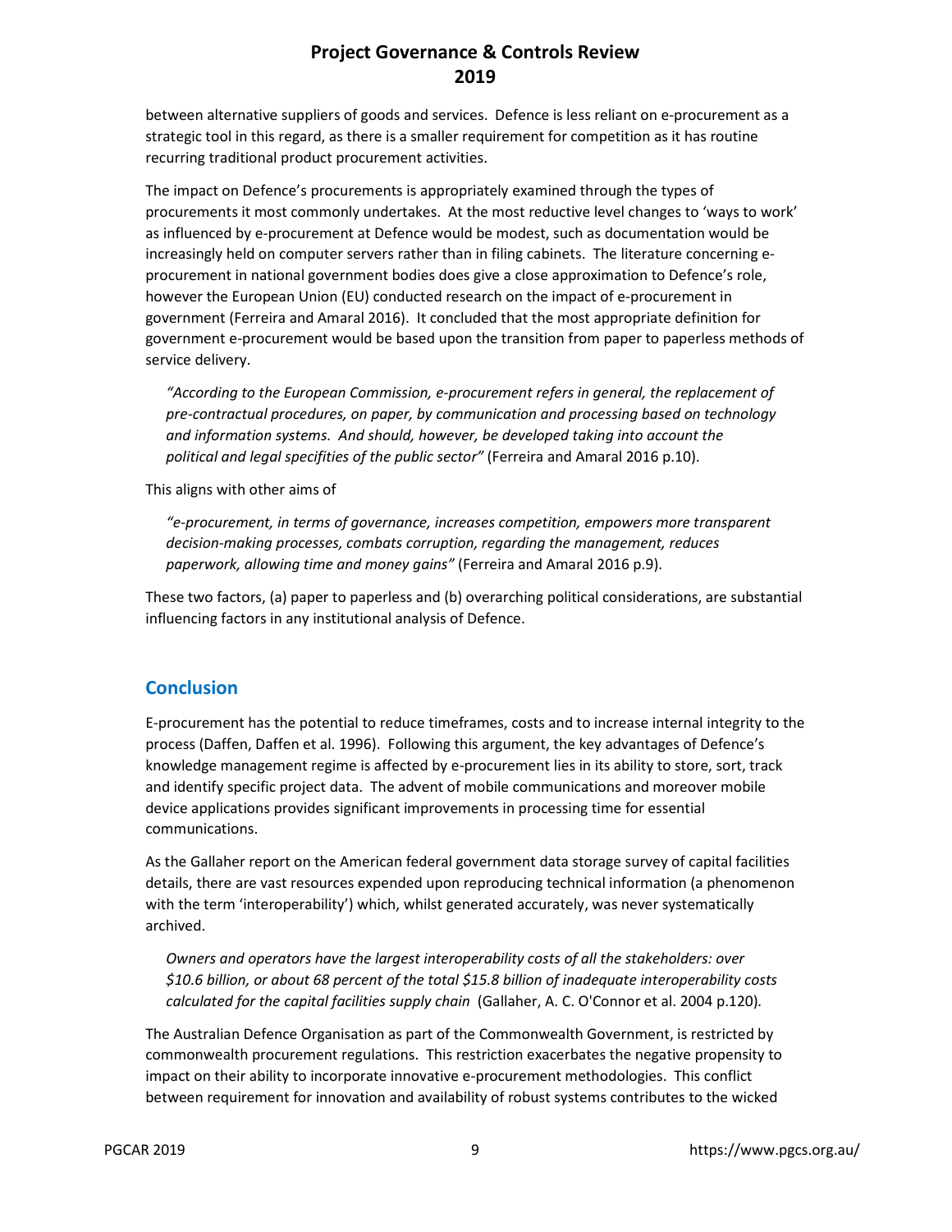between alternative suppliers of goods and services. Defence is less reliant on e-procurement as a strategic tool in this regard, as there is a smaller requirement for competition as it has routine recurring traditional product procurement activities.

The impact on Defence's procurements is appropriately examined through the types of procurements it most commonly undertakes. At the most reductive level changes to 'ways to work' as influenced by e-procurement at Defence would be modest, such as documentation would be increasingly held on computer servers rather than in filing cabinets. The literature concerning e-procurement in national government bodies does give a close approximation to Defence's role, however the European Union (EU) conducted research on the impact of e-procurement in government (Ferreira and Amaral 2016). It concluded that the most appropriate definition for government e-procurement would be based upon the transition from paper to paperless methods of service delivery.

> *"According to the European Commission, e-procurement refers in general, the replacement of pre-contractual procedures, on paper, by communication and processing based on technology and information systems. And should, however, be developed taking into account the political and legal specifities of the public sector"* (Ferreira and Amaral 2016 p.10).

This aligns with other aims of

> *"e-procurement, in terms of governance, increases competition, empowers more transparent decision-making processes, combats corruption, regarding the management, reduces paperwork, allowing time and money gains"* (Ferreira and Amaral 2016 p.9).

These two factors, (a) paper to paperless and (b) overarching political considerations, are substantial influencing factors in any institutional analysis of Defence.

## Conclusion

E-procurement has the potential to reduce timeframes, costs and to increase internal integrity to the process (Daffen, Daffen et al. 1996). Following this argument, the key advantages of Defence's knowledge management regime is affected by e-procurement lies in its ability to store, sort, track and identify specific project data. The advent of mobile communications and moreover mobile device applications provides significant improvements in processing time for essential communications.

As the Gallaher report on the American federal government data storage survey of capital facilities details, there are vast resources expended upon reproducing technical information (a phenomenon with the term 'interoperability') which, whilst generated accurately, was never systematically archived.

> *Owners and operators have the largest interoperability costs of all the stakeholders: over $10.6 billion, or about 68 percent of the total $15.8 billion of inadequate interoperability costs calculated for the capital facilities supply chain* (Gallaher, A. C. O'Connor et al. 2004 p.120).

The Australian Defence Organisation as part of the Commonwealth Government, is restricted by commonwealth procurement regulations. This restriction exacerbates the negative propensity to impact on their ability to incorporate innovative e-procurement methodologies. This conflict between requirement for innovation and availability of robust systems contributes to the wicked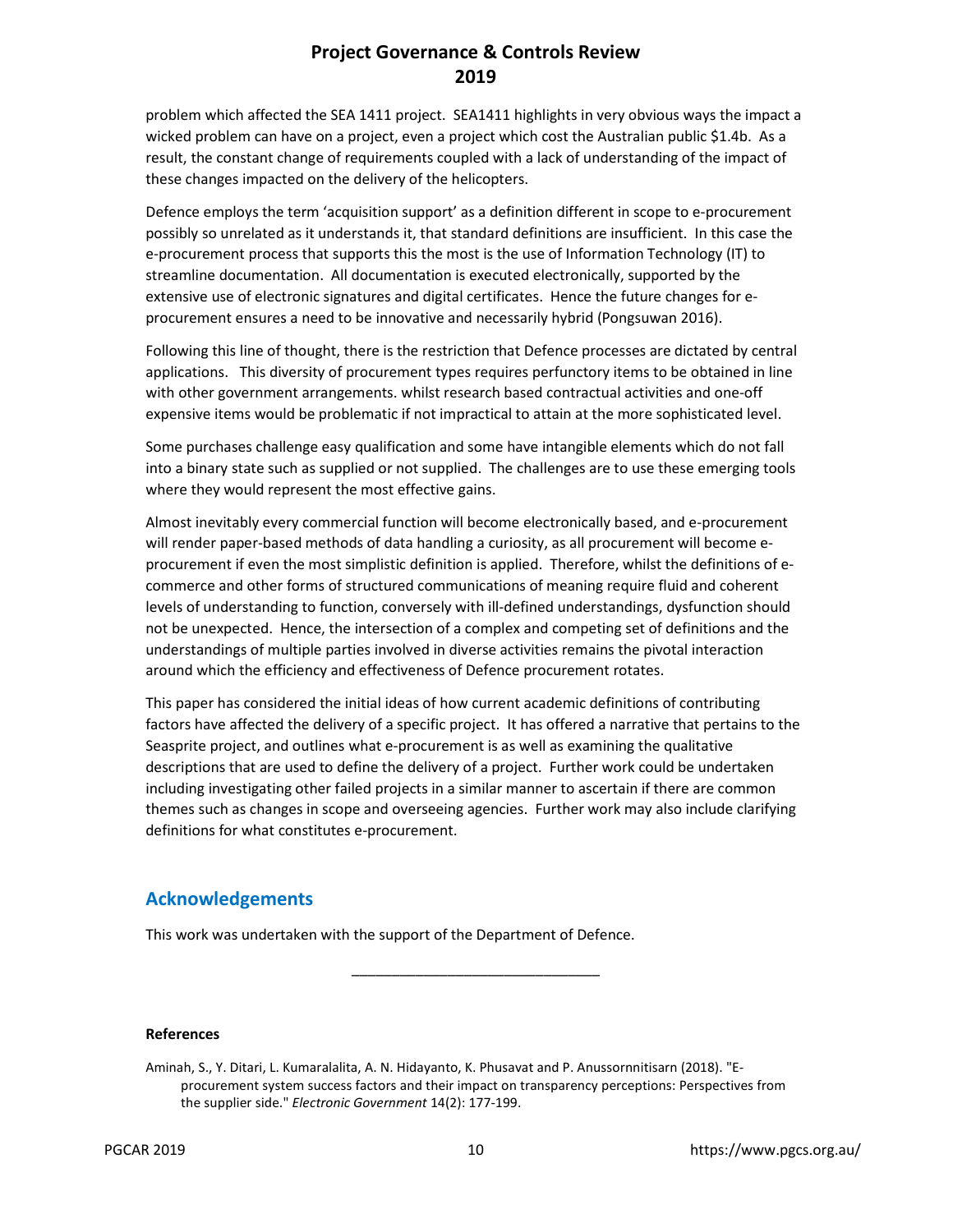problem which affected the SEA 1411 project. SEA1411 highlights in very obvious ways the impact a wicked problem can have on a project, even a project which cost the Australian public $1.4b. As a result, the constant change of requirements coupled with a lack of understanding of the impact of these changes impacted on the delivery of the helicopters.

Defence employs the term 'acquisition support' as a definition different in scope to e-procurement possibly so unrelated as it understands it, that standard definitions are insufficient. In this case the e-procurement process that supports this the most is the use of Information Technology (IT) to streamline documentation. All documentation is executed electronically, supported by the extensive use of electronic signatures and digital certificates. Hence the future changes for e-procurement ensures a need to be innovative and necessarily hybrid (Pongsuwan 2016).

Following this line of thought, there is the restriction that Defence processes are dictated by central applications. This diversity of procurement types requires perfunctory items to be obtained in line with other government arrangements. whilst research based contractual activities and one-off expensive items would be problematic if not impractical to attain at the more sophisticated level.

Some purchases challenge easy qualification and some have intangible elements which do not fall into a binary state such as supplied or not supplied. The challenges are to use these emerging tools where they would represent the most effective gains.

Almost inevitably every commercial function will become electronically based, and e-procurement will render paper-based methods of data handling a curiosity, as all procurement will become e-procurement if even the most simplistic definition is applied. Therefore, whilst the definitions of e-commerce and other forms of structured communications of meaning require fluid and coherent levels of understanding to function, conversely with ill-defined understandings, dysfunction should not be unexpected. Hence, the intersection of a complex and competing set of definitions and the understandings of multiple parties involved in diverse activities remains the pivotal interaction around which the efficiency and effectiveness of Defence procurement rotates.

This paper has considered the initial ideas of how current academic definitions of contributing factors have affected the delivery of a specific project. It has offered a narrative that pertains to the Seasprite project, and outlines what e-procurement is as well as examining the qualitative descriptions that are used to define the delivery of a project. Further work could be undertaken including investigating other failed projects in a similar manner to ascertain if there are common themes such as changes in scope and overseeing agencies. Further work may also include clarifying definitions for what constitutes e-procurement.

## Acknowledgements

This work was undertaken with the support of the Department of Defence.

---

**References**

Aminah, S., Y. Ditari, L. Kumaralalita, A. N. Hidayanto, K. Phusavat and P. Anussornnitisarn (2018). "E-procurement system success factors and their impact on transparency perceptions: Perspectives from the supplier side." *Electronic Government* 14(2): 177-199.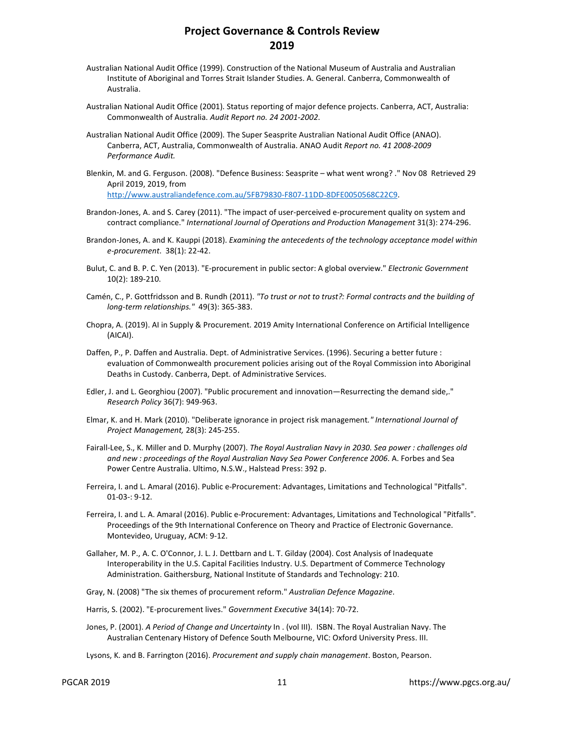Australian National Audit Office (1999). Construction of the National Museum of Australia and Australian Institute of Aboriginal and Torres Strait Islander Studies. A. General. Canberra, Commonwealth of Australia.

Australian National Audit Office (2001). Status reporting of major defence projects. Canberra, ACT, Australia: Commonwealth of Australia. *Audit Report no. 24 2001-2002*.

Australian National Audit Office (2009). The Super Seasprite Australian National Audit Office (ANAO). Canberra, ACT, Australia, Commonwealth of Australia. ANAO Audit *Report no. 41 2008-2009 Performance Audit.*

Blenkin, M. and G. Ferguson. (2008). "Defence Business: Seasprite – what went wrong? ." Nov 08 Retrieved 29 April 2019, 2019, from http://www.australiandefence.com.au/5FB79830-F807-11DD-8DFE0050568C22C9.

Brandon-Jones, A. and S. Carey (2011). "The impact of user-perceived e-procurement quality on system and contract compliance." *International Journal of Operations and Production Management* 31(3): 274-296.

Brandon-Jones, A. and K. Kauppi (2018). *Examining the antecedents of the technology acceptance model within e-procurement*. 38(1): 22-42.

Bulut, C. and B. P. C. Yen (2013). "E-procurement in public sector: A global overview." *Electronic Government* 10(2): 189-210.

Camén, C., P. Gottfridsson and B. Rundh (2011). *"To trust or not to trust?: Formal contracts and the building of long-term relationships."* 49(3): 365-383.

Chopra, A. (2019). AI in Supply & Procurement. 2019 Amity International Conference on Artificial Intelligence (AICAI).

Daffen, P., P. Daffen and Australia. Dept. of Administrative Services. (1996). Securing a better future : evaluation of Commonwealth procurement policies arising out of the Royal Commission into Aboriginal Deaths in Custody. Canberra, Dept. of Administrative Services.

Edler, J. and L. Georghiou (2007). "Public procurement and innovation—Resurrecting the demand side,." *Research Policy* 36(7): 949-963.

Elmar, K. and H. Mark (2010). "Deliberate ignorance in project risk management*." International Journal of Project Management,* 28(3): 245-255.

Fairall-Lee, S., K. Miller and D. Murphy (2007). *The Royal Australian Navy in 2030. Sea power : challenges old and new : proceedings of the Royal Australian Navy Sea Power Conference 2006*. A. Forbes and Sea Power Centre Australia. Ultimo, N.S.W., Halstead Press: 392 p.

Ferreira, I. and L. Amaral (2016). Public e-Procurement: Advantages, Limitations and Technological "Pitfalls". 01-03-: 9-12.

Ferreira, I. and L. A. Amaral (2016). Public e-Procurement: Advantages, Limitations and Technological "Pitfalls". Proceedings of the 9th International Conference on Theory and Practice of Electronic Governance. Montevideo, Uruguay, ACM: 9-12.

Gallaher, M. P., A. C. O'Connor, J. L. J. Dettbarn and L. T. Gilday (2004). Cost Analysis of Inadequate Interoperability in the U.S. Capital Facilities Industry. U.S. Department of Commerce Technology Administration. Gaithersburg, National Institute of Standards and Technology: 210.

Gray, N. (2008) "The six themes of procurement reform." *Australian Defence Magazine*.

Harris, S. (2002). "E-procurement lives." *Government Executive* 34(14): 70-72.

Jones, P. (2001). *A Period of Change and Uncertainty* In . (vol III). ISBN. The Royal Australian Navy. The Australian Centenary History of Defence South Melbourne, VIC: Oxford University Press. III.

Lysons, K. and B. Farrington (2016). *Procurement and supply chain management*. Boston, Pearson.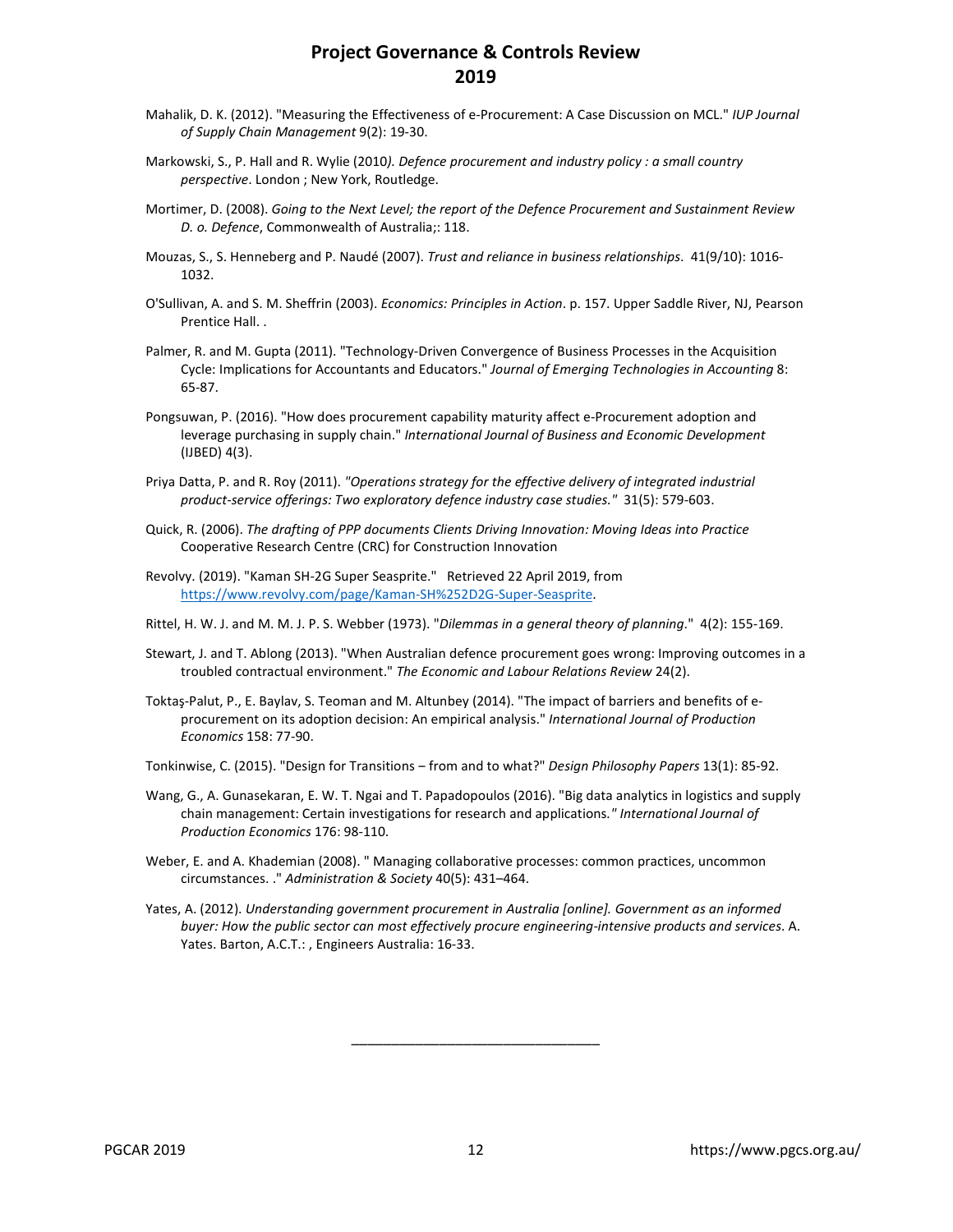Mahalik, D. K. (2012). "Measuring the Effectiveness of e-Procurement: A Case Discussion on MCL." *IUP Journal of Supply Chain Management* 9(2): 19-30.

Markowski, S., P. Hall and R. Wylie (2010*). Defence procurement and industry policy : a small country perspective*. London ; New York, Routledge.

Mortimer, D. (2008). *Going to the Next Level; the report of the Defence Procurement and Sustainment Review D. o. Defence*, Commonwealth of Australia;: 118.

Mouzas, S., S. Henneberg and P. Naudé (2007). *Trust and reliance in business relationships*. 41(9/10): 1016-1032.

O'Sullivan, A. and S. M. Sheffrin (2003). *Economics: Principles in Action*. p. 157. Upper Saddle River, NJ, Pearson Prentice Hall. .

Palmer, R. and M. Gupta (2011). "Technology-Driven Convergence of Business Processes in the Acquisition Cycle: Implications for Accountants and Educators." *Journal of Emerging Technologies in Accounting* 8: 65-87.

Pongsuwan, P. (2016). "How does procurement capability maturity affect e-Procurement adoption and leverage purchasing in supply chain." *International Journal of Business and Economic Development* (IJBED) 4(3).

Priya Datta, P. and R. Roy (2011). *"Operations strategy for the effective delivery of integrated industrial product-service offerings: Two exploratory defence industry case studies."* 31(5): 579-603.

Quick, R. (2006). *The drafting of PPP documents Clients Driving Innovation: Moving Ideas into Practice* Cooperative Research Centre (CRC) for Construction Innovation

Revolvy. (2019). "Kaman SH-2G Super Seasprite." Retrieved 22 April 2019, from https://www.revolvy.com/page/Kaman-SH%252D2G-Super-Seasprite.

Rittel, H. W. J. and M. M. J. P. S. Webber (1973). "*Dilemmas in a general theory of planning*." 4(2): 155-169.

Stewart, J. and T. Ablong (2013). "When Australian defence procurement goes wrong: Improving outcomes in a troubled contractual environment." *The Economic and Labour Relations Review* 24(2).

Toktaş-Palut, P., E. Baylav, S. Teoman and M. Altunbey (2014). "The impact of barriers and benefits of e-procurement on its adoption decision: An empirical analysis." *International Journal of Production Economics* 158: 77-90.

Tonkinwise, C. (2015). "Design for Transitions – from and to what?" *Design Philosophy Papers* 13(1): 85-92.

Wang, G., A. Gunasekaran, E. W. T. Ngai and T. Papadopoulos (2016). "Big data analytics in logistics and supply chain management: Certain investigations for research and applications*." International Journal of Production Economics* 176: 98-110.

Weber, E. and A. Khademian (2008). " Managing collaborative processes: common practices, uncommon circumstances. ." *Administration & Society* 40(5): 431–464.

Yates, A. (2012). *Understanding government procurement in Australia [online]. Government as an informed buyer: How the public sector can most effectively procure engineering-intensive products and services*. A. Yates. Barton, A.C.T.: , Engineers Australia: 16-33.

---